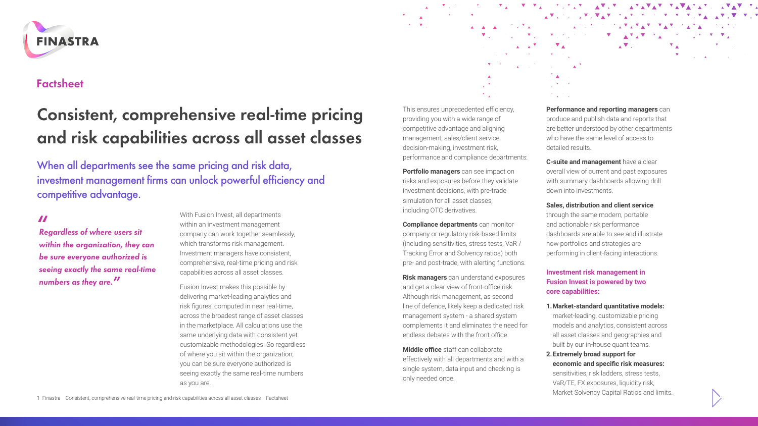FINASTRA

Factsheet

# Consistent, comprehensive real-time pricing and risk capabilities across all asset classes

## When all departments see the same pricing and risk data, investment management firms can unlock powerful efficiency and competitive advantage.

*"Regardless of where users sit within the organization, they can be sure everyone authorized is seeing exactly the same real-time numbers as they are."*

With Fusion Invest, all departments within an investment management company can work together seamlessly, which transforms risk management. Investment managers have consistent, comprehensive, real-time pricing and risk capabilities across all asset classes.

Fusion Invest makes this possible by delivering market-leading analytics and risk figures, computed in near real-time, across the broadest range of asset classes in the marketplace. All calculations use the same underlying data with consistent yet customizable methodologies. So regardless of where you sit within the organization, you can be sure everyone authorized is seeing exactly the same real-time numbers as you are.

This ensures unprecedented efficiency, providing you with a wide range of competitive advantage and aligning management, sales/client service, decision-making, investment risk, performance and compliance departments:

**Portfolio managers** can see impact on risks and exposures before they validate investment decisions, with pre-trade simulation for all asset classes, including OTC derivatives.

**Compliance departments** can monitor company or regulatory risk-based limits (including sensitivities, stress tests, VaR / Tracking Error and Solvency ratios) both pre- and post-trade, with alerting functions.

**Risk managers** can understand exposures and get a clear view of front-office risk. Although risk management, as second line of defence, likely keep a dedicated risk management system - a shared system complements it and eliminates the need for endless debates with the front office.

**Middle office** staff can collaborate effectively with all departments and with a single system, data input and checking is only needed once.

**Performance and reporting managers** can produce and publish data and reports that are better understood by other departments who have the same level of access to detailed results.

**C-suite and management** have a clear overall view of current and past exposures with summary dashboards allowing drill down into investments.

**Sales, distribution and client service** through the same modern, portable and actionable risk performance dashboards are able to see and illustrate how portfolios and strategies are performing in client-facing interactions.

### Investment risk management in Fusion Invest is powered by two core capabilities:

1. **Market-standard quantitative models:** market-leading, customizable pricing models and analytics, consistent across all asset classes and geographies and built by our in-house quant teams.
2. **Extremely broad support for economic and specific risk measures:** sensitivities, risk ladders, stress tests, VaR/TE, FX exposures, liquidity risk, Market Solvency Capital Ratios and limits.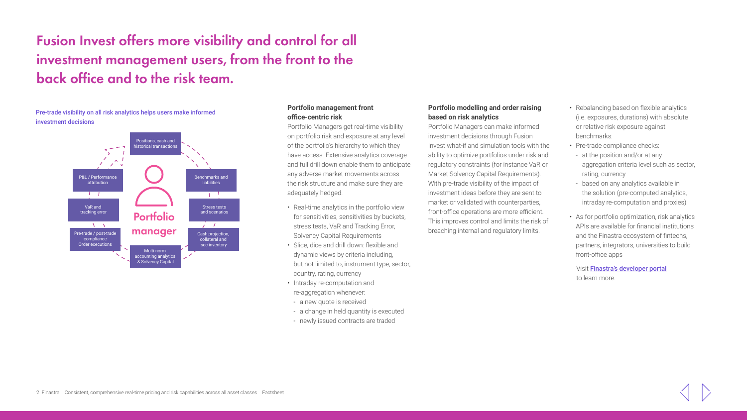# Fusion Invest offers more visibility and control for all investment management users, from the front to the back office and to the risk team.

Pre-trade visibility on all risk analytics helps users make informed investment decisions

Positions, cash and historical transactions

Benchmarks and liabilities

Stress tests and scenarios

Cash projection, collateral and sec inventory

Multi-norm accounting analytics & Solvency Capital

Pre-trade / post-trade compliance Order executions

VaR and tracking error

P&L / Performance attribution

Portfolio manager

**Portfolio management front office-centric risk**

Portfolio Managers get real-time visibility on portfolio risk and exposure at any level of the portfolio's hierarchy to which they have access. Extensive analytics coverage and full drill down enable them to anticipate any adverse market movements across the risk structure and make sure they are adequately hedged.

- Real-time analytics in the portfolio view for sensitivities, sensitivities by buckets, stress tests, VaR and Tracking Error, Solvency Capital Requirements
- Slice, dice and drill down: flexible and dynamic views by criteria including, but not limited to, instrument type, sector, country, rating, currency
- Intraday re-computation and re-aggregation whenever:
  - a new quote is received
  - a change in held quantity is executed
  - newly issued contracts are traded

**Portfolio modelling and order raising based on risk analytics**

Portfolio Managers can make informed investment decisions through Fusion Invest what-if and simulation tools with the ability to optimize portfolios under risk and regulatory constraints (for instance VaR or Market Solvency Capital Requirements). With pre-trade visibility of the impact of investment ideas before they are sent to market or validated with counterparties, front-office operations are more efficient. This improves control and limits the risk of breaching internal and regulatory limits.

- Rebalancing based on flexible analytics (i.e. exposures, durations) with absolute or relative risk exposure against benchmarks:
- Pre-trade compliance checks:
  - at the position and/or at any aggregation criteria level such as sector, rating, currency
  - based on any analytics available in the solution (pre-computed analytics, intraday re-computation and proxies)
- As for portfolio optimization, risk analytics APIs are available for financial institutions and the Finastra ecosystem of fintechs, partners, integrators, universities to build front-office apps

Visit Finastra's developer portal to learn more.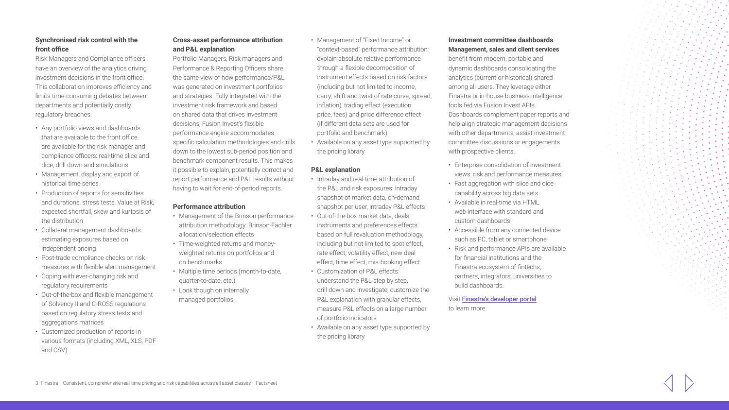### Synchronised risk control with the front office

Risk Managers and Compliance officers have an overview of the analytics driving investment decisions in the front office. This collaboration improves efficiency and limits time-consuming debates between departments and potentially costly regulatory breaches.

- Any portfolio views and dashboards that are available to the front office are available for the risk manager and compliance officers: real-time slice and dice, drill down and simulations
- Management, display and export of historical time series
- Production of reports for sensitivities and durations, stress tests, Value at Risk, expected shortfall, skew and kurtosis of the distribution
- Collateral management dashboards estimating exposures based on independent pricing
- Post-trade compliance checks on risk measures with flexible alert management
- Coping with ever-changing risk and regulatory requirements
- Out-of-the-box and flexible management of Solvency II and C-ROSS regulations based on regulatory stress tests and aggregations matrices
- Customized production of reports in various formats (including XML, XLS, PDF and CSV)

### Cross-asset performance attribution and P&L explanation

Portfolio Managers, Risk managers and Performance & Reporting Officers share the same view of how performance/P&L was generated on investment portfolios and strategies. Fully integrated with the investment risk framework and based on shared data that drives investment decisions, Fusion Invest's flexible performance engine accommodates specific calculation methodologies and drills down to the lowest sub-period position and benchmark component results. This makes it possible to explain, potentially correct and report performance and P&L results without having to wait for end-of-period reports.

#### Performance attribution

- Management of the Brinson performance attribution methodology: Brinson-Fachler allocation/selection effects
- Time-weighted returns and money-weighted returns on portfolios and on benchmarks
- Multiple time periods (month-to-date, quarter-to-date, etc.)
- Look though on internally managed portfolios
- Management of "Fixed Income" or "context-based" performance attribution: explain absolute relative performance through a flexible decomposition of instrument effects based on risk factors (including but not limited to income, carry, shift and twist of rate curve, spread, inflation), trading effect (execution price, fees) and price difference effect (if different data sets are used for portfolio and benchmark)
- Available on any asset type supported by the pricing library

#### P&L explanation

- Intraday and real-time attribution of the P&L and risk exposures: intraday snapshot of market data, on-demand snapshot per user, intraday P&L effects
- Out-of-the-box market data, deals, instruments and preferences effects based on full revaluation methodology, including but not limited to spot effect, rate effect, volatility effect, new deal effect, time effect, mis-booking effect
- Customization of P&L effects: understand the P&L step by step, drill down and investigate, customize the P&L explanation with granular effects, measure P&L effects on a large number of portfolio indicators
- Available on any asset type supported by the pricing library

### Investment committee dashboards

**Management, sales and client services** benefit from modern, portable and dynamic dashboards consolidating the analytics (current or historical) shared among all users. They leverage either Finastra or in-house business intelligence tools fed via Fusion Invest APIs. Dashboards complement paper reports and help align strategic management decisions with other departments, assist investment committee discussions or engagements with prospective clients.

- Enterprise consolidation of investment views: risk and performance measures
- Fast aggregation with slice and dice capability across big data sets
- Available in real-time via HTML web interface with standard and custom dashboards
- Accessible from any connected device such as PC, tablet or smartphone
- Risk and performance APIs are available for financial institutions and the Finastra ecosystem of fintechs, partners, integrators, universities to build dashboards.

Visit **Finastra's developer portal** to learn more.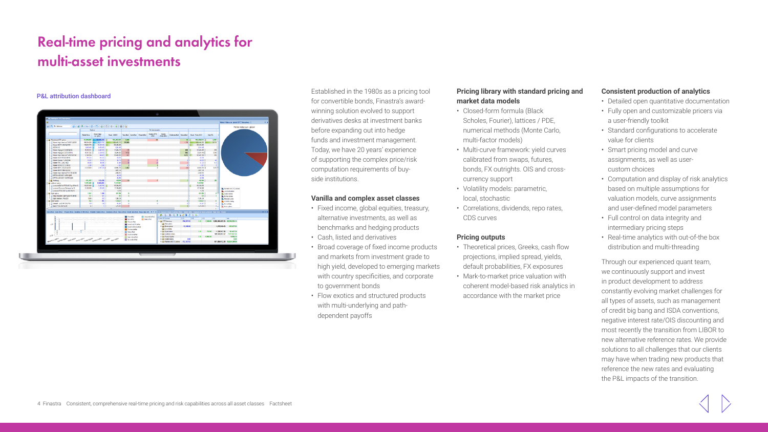# Real-time pricing and analytics for multi-asset investments

P&L attribution dashboard

Established in the 1980s as a pricing tool for convertible bonds, Finastra's award-winning solution evolved to support derivatives desks at investment banks before expanding out into hedge funds and investment management. Today, we have 20 years' experience of supporting the complex price/risk computation requirements of buy-side institutions.

### Vanilla and complex asset classes

- Fixed income, global equities, treasury, alternative investments, as well as benchmarks and hedging products
- Cash, listed and derivatives
- Broad coverage of fixed income products and markets from investment grade to high yield, developed to emerging markets with country specificities, and corporate to government bonds
- Flow exotics and structured products with multi-underlying and path-dependent payoffs

### Pricing library with standard pricing and market data models

- Closed-form formula (Black Scholes, Fourier), lattices / PDE, numerical methods (Monte Carlo, multi-factor models)
- Multi-curve framework: yield curves calibrated from swaps, futures, bonds, FX outrights. OIS and cross-currency support
- Volatility models: parametric, local, stochastic
- Correlations, dividends, repo rates, CDS curves

### Pricing outputs

- Theoretical prices, Greeks, cash flow projections, implied spread, yields, default probabilities, FX exposures
- Mark-to-market price valuation with coherent model-based risk analytics in accordance with the market price

### Consistent production of analytics

- Detailed open quantitative documentation
- Fully open and customizable pricers via a user-friendly toolkit
- Standard configurations to accelerate value for clients
- Smart pricing model and curve assignments, as well as user-custom choices
- Computation and display of risk analytics based on multiple assumptions for valuation models, curve assignments and user-defined model parameters
- Full control on data integrity and intermediary pricing steps
- Real-time analytics with out-of-the box distribution and multi-threading

Through our experienced quant team, we continuously support and invest in product development to address constantly evolving market challenges for all types of assets, such as management of credit big bang and ISDA conventions, negative interest rate/OIS discounting and most recently the transition from LIBOR to new alternative reference rates. We provide solutions to all challenges that our clients may have when trading new products that reference the new rates and evaluating the P&L impacts of the transition.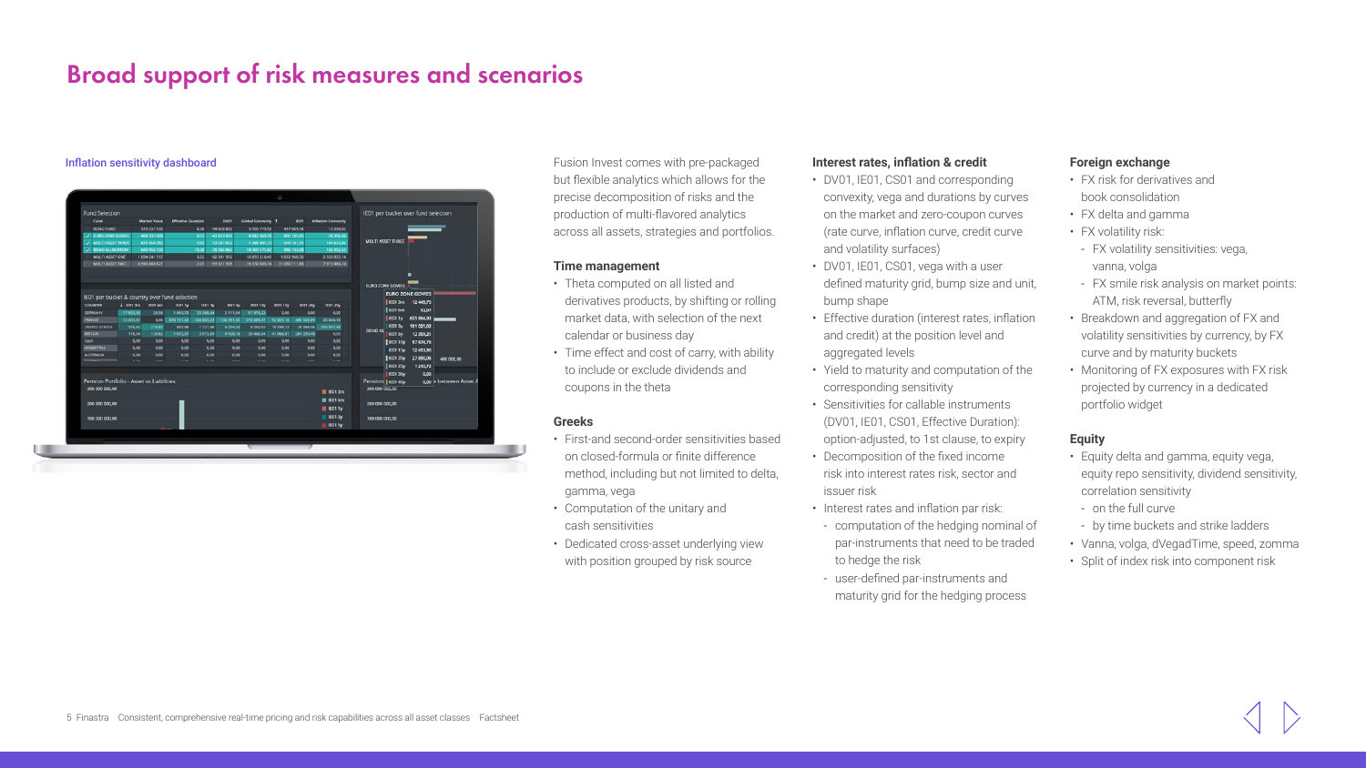# Broad support of risk measures and scenarios

Inflation sensitivity dashboard

Fusion Invest comes with pre-packaged but flexible analytics which allows for the precise decomposition of risks and the production of multi-flavored analytics across all assets, strategies and portfolios.

### Time management

- Theta computed on all listed and derivatives products, by shifting or rolling market data, with selection of the next calendar or business day
- Time effect and cost of carry, with ability to include or exclude dividends and coupons in the theta

### Greeks

- First-and second-order sensitivities based on closed-formula or finite difference method, including but not limited to delta, gamma, vega
- Computation of the unitary and cash sensitivities
- Dedicated cross-asset underlying view with position grouped by risk source

### Interest rates, inflation & credit

- DV01, IE01, CS01 and corresponding convexity, vega and durations by curves on the market and zero-coupon curves (rate curve, inflation curve, credit curve and volatility surfaces)
- DV01, IE01, CS01, vega with a user defined maturity grid, bump size and unit, bump shape
- Effective duration (interest rates, inflation and credit) at the position level and aggregated levels
- Yield to maturity and computation of the corresponding sensitivity
- Sensitivities for callable instruments (DV01, IE01, CS01, Effective Duration): option-adjusted, to 1st clause, to expiry
- Decomposition of the fixed income risk into interest rates risk, sector and issuer risk
- Interest rates and inflation par risk:
  - computation of the hedging nominal of par-instruments that need to be traded to hedge the risk
  - user-defined par-instruments and maturity grid for the hedging process

### Foreign exchange

- FX risk for derivatives and book consolidation
- FX delta and gamma
- FX volatility risk:
  - FX volatility sensitivities: vega, vanna, volga
  - FX smile risk analysis on market points: ATM, risk reversal, butterfly
- Breakdown and aggregation of FX and volatility sensitivities by currency, by FX curve and by maturity buckets
- Monitoring of FX exposures with FX risk projected by currency in a dedicated portfolio widget

### Equity

- Equity delta and gamma, equity vega, equity repo sensitivity, dividend sensitivity, correlation sensitivity
  - on the full curve
  - by time buckets and strike ladders
- Vanna, volga, dVegadTime, speed, zomma
- Split of index risk into component risk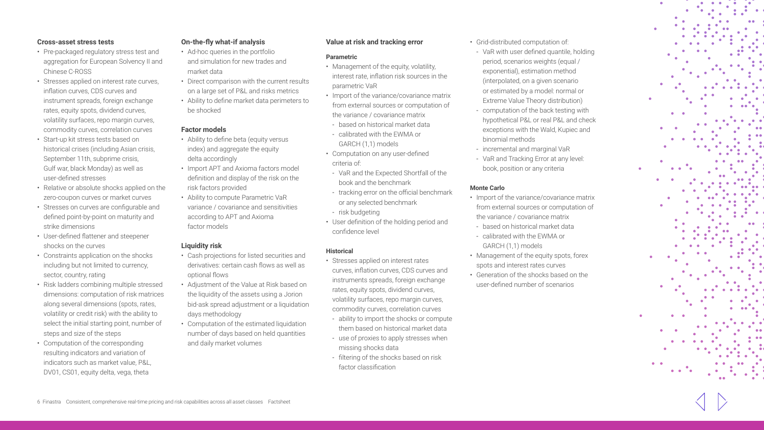### Cross-asset stress tests

- Pre-packaged regulatory stress test and aggregation for European Solvency II and Chinese C-ROSS
- Stresses applied on interest rate curves, inflation curves, CDS curves and instrument spreads, foreign exchange rates, equity spots, dividend curves, volatility surfaces, repo margin curves, commodity curves, correlation curves
- Start-up kit stress tests based on historical crises (including Asian crisis, September 11th, subprime crisis, Gulf war, black Monday) as well as user-defined stresses
- Relative or absolute shocks applied on the zero-coupon curves or market curves
- Stresses on curves are configurable and defined point-by-point on maturity and strike dimensions
- User-defined flattener and steepener shocks on the curves
- Constraints application on the shocks including but not limited to currency, sector, country, rating
- Risk ladders combining multiple stressed dimensions: computation of risk matrices along several dimensions (spots, rates, volatility or credit risk) with the ability to select the initial starting point, number of steps and size of the steps
- Computation of the corresponding resulting indicators and variation of indicators such as market value, P&L, DV01, CS01, equity delta, vega, theta

### On-the-fly what-if analysis

- Ad-hoc queries in the portfolio and simulation for new trades and market data
- Direct comparison with the current results on a large set of P&L and risks metrics
- Ability to define market data perimeters to be shocked

### Factor models

- Ability to define beta (equity versus index) and aggregate the equity delta accordingly
- Import APT and Axioma factors model definition and display of the risk on the risk factors provided
- Ability to compute Parametric VaR variance / covariance and sensitivities according to APT and Axioma factor models

### Liquidity risk

- Cash projections for listed securities and derivatives: certain cash flows as well as optional flows
- Adjustment of the Value at Risk based on the liquidity of the assets using a Jorion bid-ask spread adjustment or a liquidation days methodology
- Computation of the estimated liquidation number of days based on held quantities and daily market volumes

### Value at risk and tracking error

#### Parametric

- Management of the equity, volatility, interest rate, inflation risk sources in the parametric VaR
- Import of the variance/covariance matrix from external sources or computation of the variance / covariance matrix
  - based on historical market data
  - calibrated with the EWMA or GARCH (1,1) models
- Computation on any user-defined criteria of:
  - VaR and the Expected Shortfall of the book and the benchmark
  - tracking error on the official benchmark or any selected benchmark
  - risk budgeting
- User definition of the holding period and confidence level

#### Historical

- Stresses applied on interest rates curves, inflation curves, CDS curves and instruments spreads, foreign exchange rates, equity spots, dividend curves, volatility surfaces, repo margin curves, commodity curves, correlation curves
  - ability to import the shocks or compute them based on historical market data
  - use of proxies to apply stresses when missing shocks data
  - filtering of the shocks based on risk factor classification
- Grid-distributed computation of:
  - VaR with user defined quantile, holding period, scenarios weights (equal / exponential), estimation method (interpolated, on a given scenario or estimated by a model: normal or Extreme Value Theory distribution)
  - computation of the back testing with hypothetical P&L or real P&L and check exceptions with the Wald, Kupiec and binomial methods
  - incremental and marginal VaR
  - VaR and Tracking Error at any level: book, position or any criteria

#### Monte Carlo

- Import of the variance/covariance matrix from external sources or computation of the variance / covariance matrix
  - based on historical market data
  - calibrated with the EWMA or GARCH (1,1) models
- Management of the equity spots, forex spots and interest rates curves
- Generation of the shocks based on the user-defined number of scenarios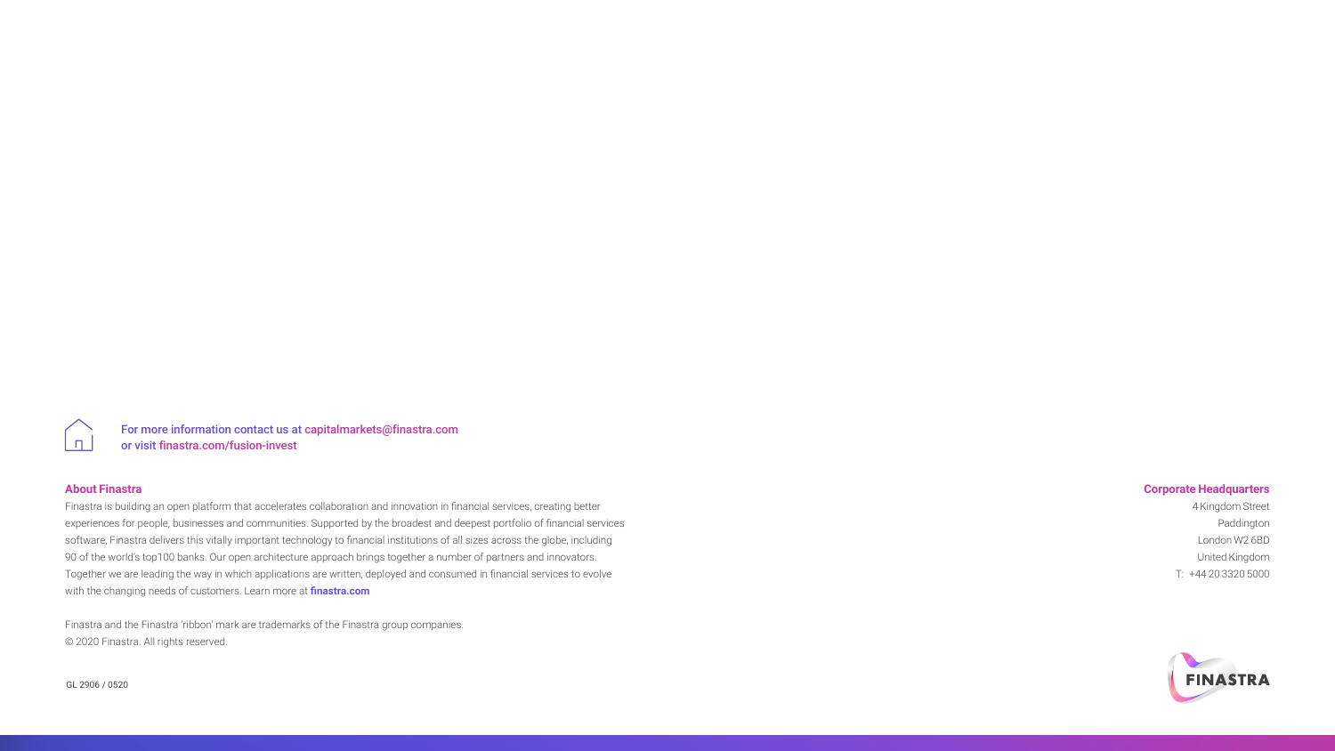For more information contact us at capitalmarkets@finastra.com
or visit finastra.com/fusion-invest

**About Finastra**

Finastra is building an open platform that accelerates collaboration and innovation in financial services, creating better experiences for people, businesses and communities. Supported by the broadest and deepest portfolio of financial services software, Finastra delivers this vitally important technology to financial institutions of all sizes across the globe, including 90 of the world's top100 banks. Our open architecture approach brings together a number of partners and innovators. Together we are leading the way in which applications are written, deployed and consumed in financial services to evolve with the changing needs of customers. Learn more at **finastra.com**

Finastra and the Finastra 'ribbon' mark are trademarks of the Finastra group companies.
© 2020 Finastra. All rights reserved.

GL 2906 / 0520

**Corporate Headquarters**

4 Kingdom Street
Paddington
London W2 6BD
United Kingdom
T: +44 20 3320 5000

FINASTRA